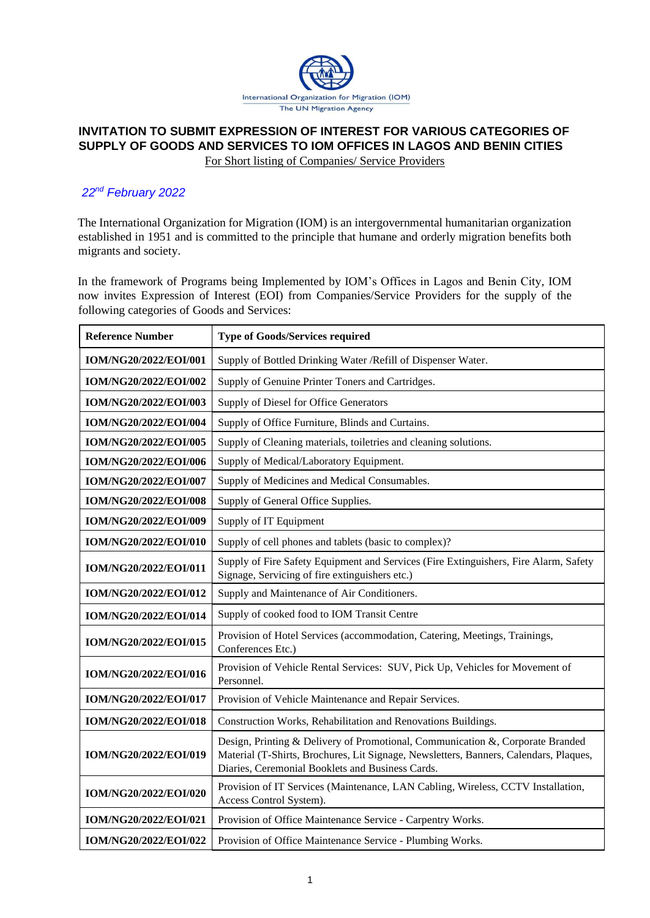International Organization for Migration (IOM)
The UN Migration Agency

# INVITATION TO SUBMIT EXPRESSION OF INTEREST FOR VARIOUS CATEGORIES OF SUPPLY OF GOODS AND SERVICES TO IOM OFFICES IN LAGOS AND BENIN CITIES

For Short listing of Companies/ Service Providers

*22nd February 2022*

The International Organization for Migration (IOM) is an intergovernmental humanitarian organization established in 1951 and is committed to the principle that humane and orderly migration benefits both migrants and society.

In the framework of Programs being Implemented by IOM's Offices in Lagos and Benin City, IOM now invites Expression of Interest (EOI) from Companies/Service Providers for the supply of the following categories of Goods and Services:

| Reference Number | Type of Goods/Services required |
|---|---|
| **IOM/NG20/2022/EOI/001** | Supply of Bottled Drinking Water /Refill of Dispenser Water. |
| **IOM/NG20/2022/EOI/002** | Supply of Genuine Printer Toners and Cartridges. |
| **IOM/NG20/2022/EOI/003** | Supply of Diesel for Office Generators |
| **IOM/NG20/2022/EOI/004** | Supply of Office Furniture, Blinds and Curtains. |
| **IOM/NG20/2022/EOI/005** | Supply of Cleaning materials, toiletries and cleaning solutions. |
| **IOM/NG20/2022/EOI/006** | Supply of Medical/Laboratory Equipment. |
| **IOM/NG20/2022/EOI/007** | Supply of Medicines and Medical Consumables. |
| **IOM/NG20/2022/EOI/008** | Supply of General Office Supplies. |
| **IOM/NG20/2022/EOI/009** | Supply of IT Equipment |
| **IOM/NG20/2022/EOI/010** | Supply of cell phones and tablets (basic to complex)? |
| **IOM/NG20/2022/EOI/011** | Supply of Fire Safety Equipment and Services (Fire Extinguishers, Fire Alarm, Safety Signage, Servicing of fire extinguishers etc.) |
| **IOM/NG20/2022/EOI/012** | Supply and Maintenance of Air Conditioners. |
| **IOM/NG20/2022/EOI/014** | Supply of cooked food to IOM Transit Centre |
| **IOM/NG20/2022/EOI/015** | Provision of Hotel Services (accommodation, Catering, Meetings, Trainings, Conferences Etc.) |
| **IOM/NG20/2022/EOI/016** | Provision of Vehicle Rental Services: SUV, Pick Up, Vehicles for Movement of Personnel. |
| **IOM/NG20/2022/EOI/017** | Provision of Vehicle Maintenance and Repair Services. |
| **IOM/NG20/2022/EOI/018** | Construction Works, Rehabilitation and Renovations Buildings. |
| **IOM/NG20/2022/EOI/019** | Design, Printing & Delivery of Promotional, Communication &, Corporate Branded Material (T-Shirts, Brochures, Lit Signage, Newsletters, Banners, Calendars, Plaques, Diaries, Ceremonial Booklets and Business Cards. |
| **IOM/NG20/2022/EOI/020** | Provision of IT Services (Maintenance, LAN Cabling, Wireless, CCTV Installation, Access Control System). |
| **IOM/NG20/2022/EOI/021** | Provision of Office Maintenance Service - Carpentry Works. |
| **IOM/NG20/2022/EOI/022** | Provision of Office Maintenance Service - Plumbing Works. |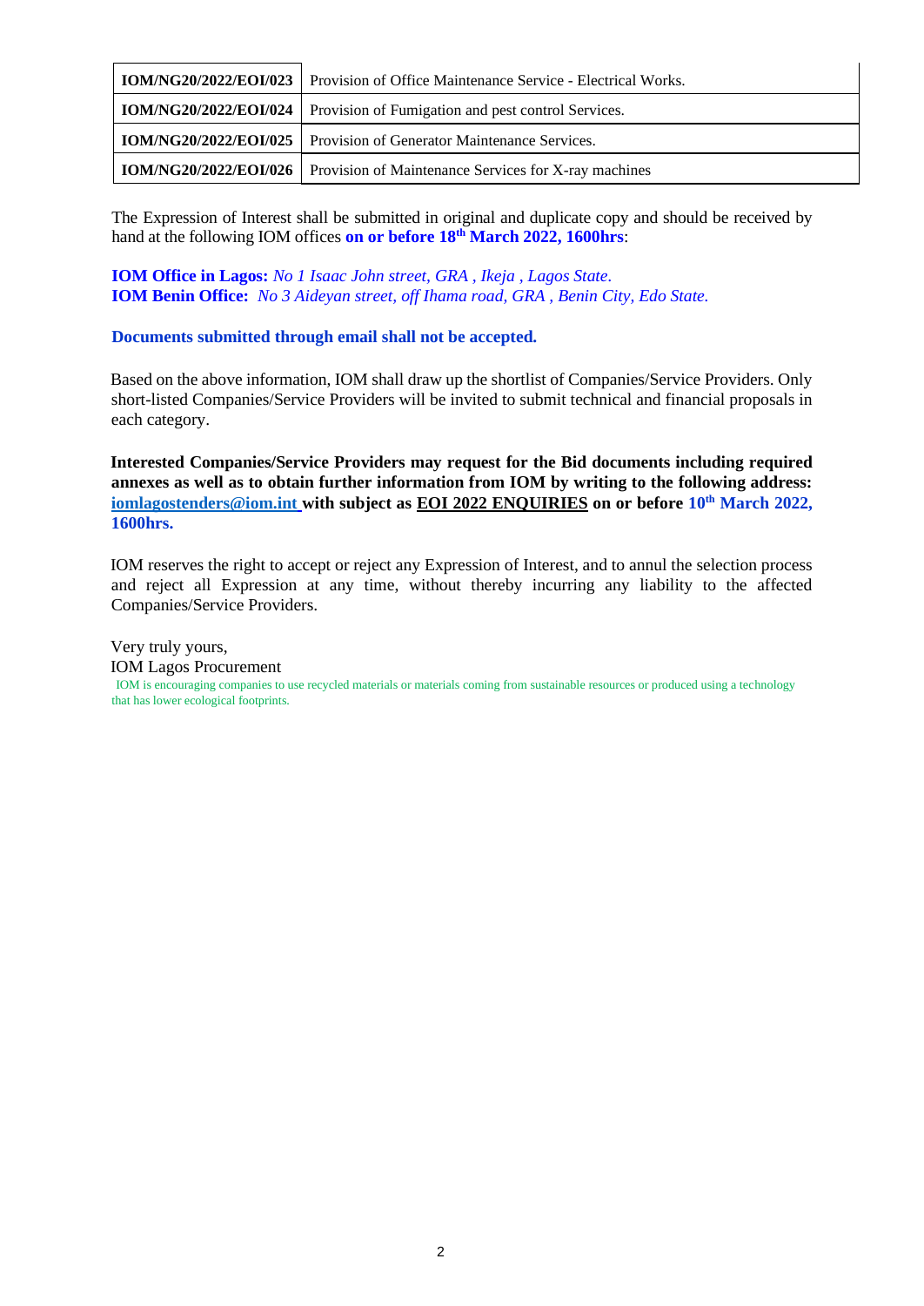| IOM/NG20/2022/EOI/023 | Provision of Office Maintenance Service - Electrical Works. |
|---|---|
| **IOM/NG20/2022/EOI/024** | Provision of Fumigation and pest control Services. |
| **IOM/NG20/2022/EOI/025** | Provision of Generator Maintenance Services. |
| **IOM/NG20/2022/EOI/026** | Provision of Maintenance Services for X-ray machines |

The Expression of Interest shall be submitted in original and duplicate copy and should be received by hand at the following IOM offices **on or before 18th March 2022, 1600hrs**:

**IOM Office in Lagos:** *No 1 Isaac John street, GRA , Ikeja , Lagos State.*
**IOM Benin Office:** *No 3 Aideyan street, off Ihama road, GRA , Benin City, Edo State.*

**Documents submitted through email shall not be accepted.**

Based on the above information, IOM shall draw up the shortlist of Companies/Service Providers. Only short-listed Companies/Service Providers will be invited to submit technical and financial proposals in each category.

**Interested Companies/Service Providers may request for the Bid documents including required annexes as well as to obtain further information from IOM by writing to the following address: iomlagostenders@iom.int with subject as EOI 2022 ENQUIRIES on or before 10th March 2022, 1600hrs.**

IOM reserves the right to accept or reject any Expression of Interest, and to annul the selection process and reject all Expression at any time, without thereby incurring any liability to the affected Companies/Service Providers.

Very truly yours,
IOM Lagos Procurement

IOM is encouraging companies to use recycled materials or materials coming from sustainable resources or produced using a technology that has lower ecological footprints.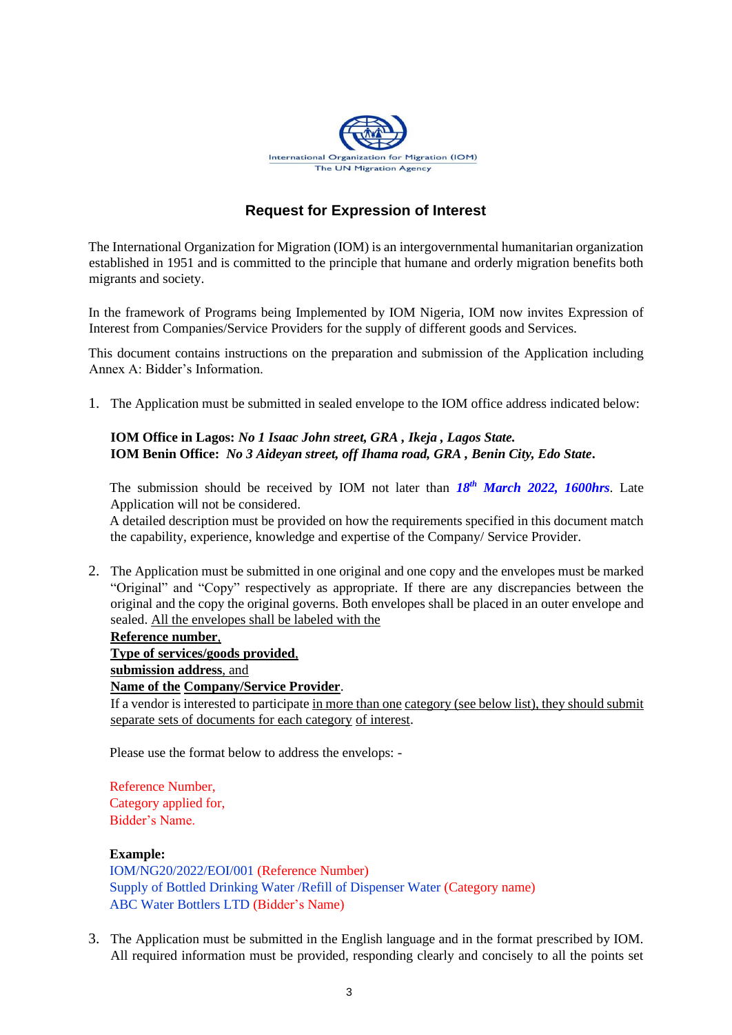International Organization for Migration (IOM)
The UN Migration Agency

## Request for Expression of Interest

The International Organization for Migration (IOM) is an intergovernmental humanitarian organization established in 1951 and is committed to the principle that humane and orderly migration benefits both migrants and society.

In the framework of Programs being Implemented by IOM Nigeria, IOM now invites Expression of Interest from Companies/Service Providers for the supply of different goods and Services.

This document contains instructions on the preparation and submission of the Application including Annex A: Bidder's Information.

1. The Application must be submitted in sealed envelope to the IOM office address indicated below:

   **IOM Office in Lagos:** ***No 1 Isaac John street, GRA , Ikeja , Lagos State.***
   **IOM Benin Office:** ***No 3 Aideyan street, off Ihama road, GRA , Benin City, Edo State.***

   The submission should be received by IOM not later than ***18th March 2022, 1600hrs***. Late Application will not be considered.
   A detailed description must be provided on how the requirements specified in this document match the capability, experience, knowledge and expertise of the Company/ Service Provider.

2. The Application must be submitted in one original and one copy and the envelopes must be marked "Original" and "Copy" respectively as appropriate. If there are any discrepancies between the original and the copy the original governs. Both envelopes shall be placed in an outer envelope and sealed. All the envelopes shall be labeled with the
   **Reference number**,
   **Type of services/goods provided**,
   **submission address**, and
   **Name of the Company/Service Provider**.
   If a vendor is interested to participate in more than one category (see below list), they should submit separate sets of documents for each category of interest.

   Please use the format below to address the envelops: -

   Reference Number,
   Category applied for,
   Bidder's Name.

   **Example:**
   IOM/NG20/2022/EOI/001 (Reference Number)
   Supply of Bottled Drinking Water /Refill of Dispenser Water (Category name)
   ABC Water Bottlers LTD (Bidder's Name)

3. The Application must be submitted in the English language and in the format prescribed by IOM. All required information must be provided, responding clearly and concisely to all the points set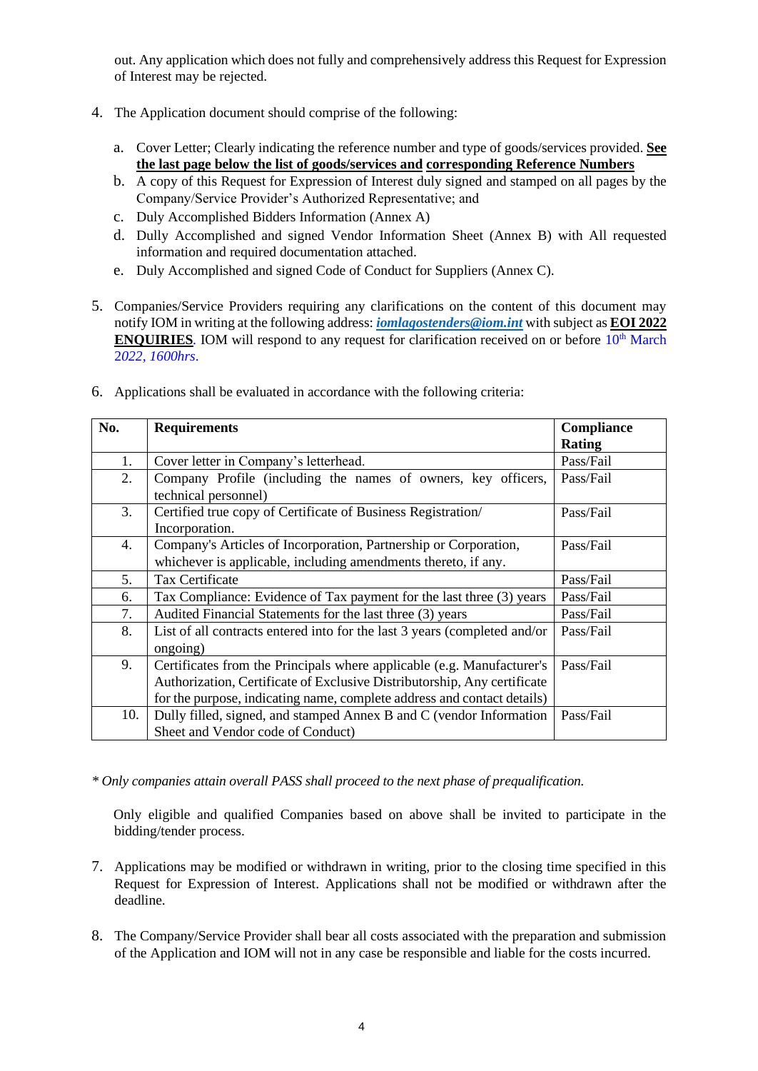out. Any application which does not fully and comprehensively address this Request for Expression of Interest may be rejected.

4. The Application document should comprise of the following:

   a. Cover Letter; Clearly indicating the reference number and type of goods/services provided. **See the last page below the list of goods/services and corresponding Reference Numbers**
   b. A copy of this Request for Expression of Interest duly signed and stamped on all pages by the Company/Service Provider's Authorized Representative; and
   c. Duly Accomplished Bidders Information (Annex A)
   d. Dully Accomplished and signed Vendor Information Sheet (Annex B) with All requested information and required documentation attached.
   e. Duly Accomplished and signed Code of Conduct for Suppliers (Annex C).

5. Companies/Service Providers requiring any clarifications on the content of this document may notify IOM in writing at the following address: ***iomlagostenders@iom.int*** with subject as **EOI 2022 ENQUIRIES**. IOM will respond to any request for clarification received on or before 10th March 2022, *1600hrs*.

6. Applications shall be evaluated in accordance with the following criteria:

| No. | Requirements | Compliance Rating |
|---|---|---|
| 1. | Cover letter in Company's letterhead. | Pass/Fail |
| 2. | Company Profile (including the names of owners, key officers, technical personnel) | Pass/Fail |
| 3. | Certified true copy of Certificate of Business Registration/ Incorporation. | Pass/Fail |
| 4. | Company's Articles of Incorporation, Partnership or Corporation, whichever is applicable, including amendments thereto, if any. | Pass/Fail |
| 5. | Tax Certificate | Pass/Fail |
| 6. | Tax Compliance: Evidence of Tax payment for the last three (3) years | Pass/Fail |
| 7. | Audited Financial Statements for the last three (3) years | Pass/Fail |
| 8. | List of all contracts entered into for the last 3 years (completed and/or ongoing) | Pass/Fail |
| 9. | Certificates from the Principals where applicable (e.g. Manufacturer's Authorization, Certificate of Exclusive Distributorship, Any certificate for the purpose, indicating name, complete address and contact details) | Pass/Fail |
| 10. | Dully filled, signed, and stamped Annex B and C (vendor Information Sheet and Vendor code of Conduct) | Pass/Fail |

*\* Only companies attain overall PASS shall proceed to the next phase of prequalification.*

Only eligible and qualified Companies based on above shall be invited to participate in the bidding/tender process.

7. Applications may be modified or withdrawn in writing, prior to the closing time specified in this Request for Expression of Interest. Applications shall not be modified or withdrawn after the deadline.

8. The Company/Service Provider shall bear all costs associated with the preparation and submission of the Application and IOM will not in any case be responsible and liable for the costs incurred.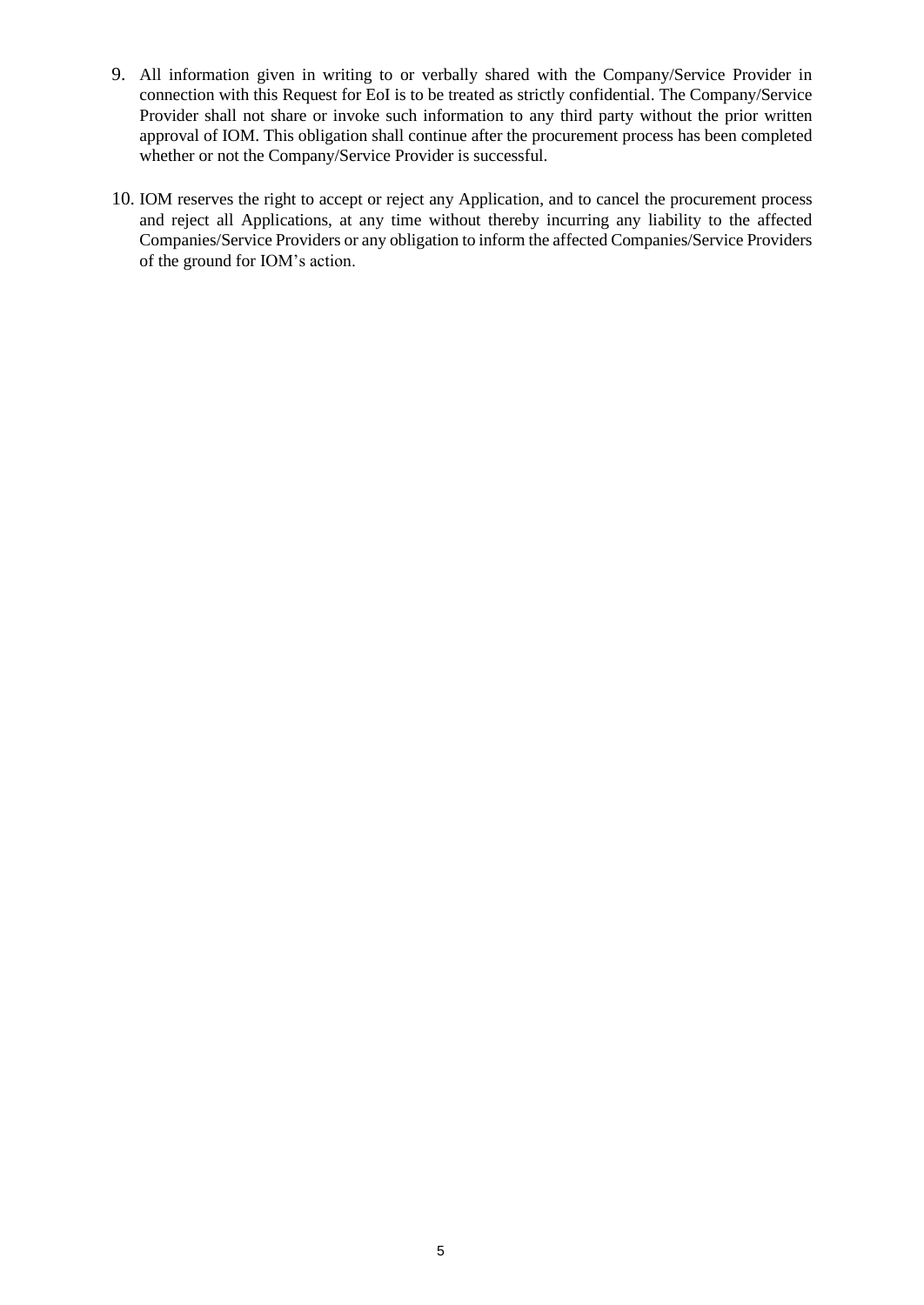9. All information given in writing to or verbally shared with the Company/Service Provider in connection with this Request for EoI is to be treated as strictly confidential. The Company/Service Provider shall not share or invoke such information to any third party without the prior written approval of IOM. This obligation shall continue after the procurement process has been completed whether or not the Company/Service Provider is successful.

10. IOM reserves the right to accept or reject any Application, and to cancel the procurement process and reject all Applications, at any time without thereby incurring any liability to the affected Companies/Service Providers or any obligation to inform the affected Companies/Service Providers of the ground for IOM's action.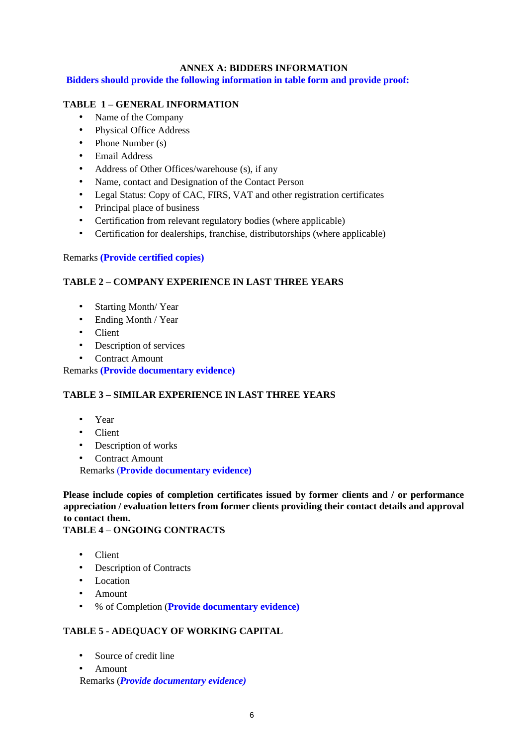## ANNEX A: BIDDERS INFORMATION

**Bidders should provide the following information in table form and provide proof:**

### TABLE 1 – GENERAL INFORMATION

- Name of the Company
- Physical Office Address
- Phone Number (s)
- Email Address
- Address of Other Offices/warehouse (s), if any
- Name, contact and Designation of the Contact Person
- Legal Status: Copy of CAC, FIRS, VAT and other registration certificates
- Principal place of business
- Certification from relevant regulatory bodies (where applicable)
- Certification for dealerships, franchise, distributorships (where applicable)

Remarks **(Provide certified copies)**

### TABLE 2 – COMPANY EXPERIENCE IN LAST THREE YEARS

- Starting Month/ Year
- Ending Month / Year
- Client
- Description of services
- Contract Amount

Remarks **(Provide documentary evidence)**

### TABLE 3 – SIMILAR EXPERIENCE IN LAST THREE YEARS

- Year
- Client
- Description of works
- Contract Amount

Remarks (**Provide documentary evidence)**

**Please include copies of completion certificates issued by former clients and / or performance appreciation / evaluation letters from former clients providing their contact details and approval to contact them.**

### TABLE 4 – ONGOING CONTRACTS

- Client
- Description of Contracts
- Location
- Amount
- % of Completion (**Provide documentary evidence)**

### TABLE 5 - ADEQUACY OF WORKING CAPITAL

- Source of credit line
- Amount

Remarks (***Provide documentary evidence)***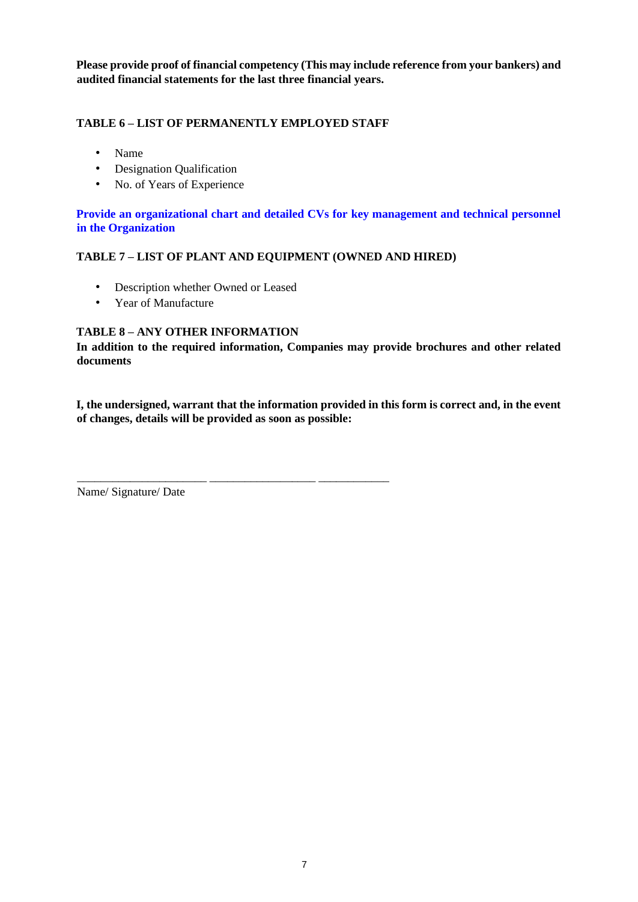**Please provide proof of financial competency (This may include reference from your bankers) and audited financial statements for the last three financial years.**

### TABLE 6 – LIST OF PERMANENTLY EMPLOYED STAFF

- Name
- Designation Qualification
- No. of Years of Experience

**Provide an organizational chart and detailed CVs for key management and technical personnel in the Organization**

### TABLE 7 – LIST OF PLANT AND EQUIPMENT (OWNED AND HIRED)

- Description whether Owned or Leased
- Year of Manufacture

### TABLE 8 – ANY OTHER INFORMATION

**In addition to the required information, Companies may provide brochures and other related documents**

**I, the undersigned, warrant that the information provided in this form is correct and, in the event of changes, details will be provided as soon as possible:**

______________________ __________________ ____________

Name/ Signature/ Date